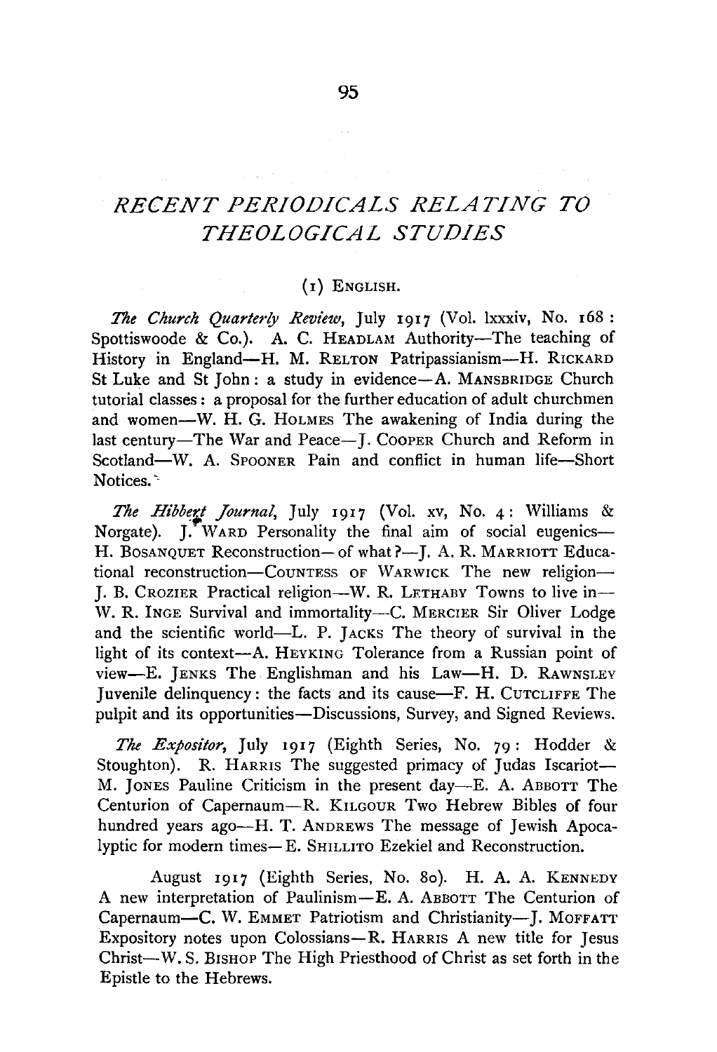# *RECENT PERIODICALS RELATING TO THEOLOGICAL STUDIES*

## (1) ENGLISH.

*The Church Quarterly Review*, July 1917 (Vol. lxxxiv, No. 168: Spottiswoode & Co.). A. C. HEADLAM Authority—The teaching of History in England—H. M. RELTON Patripassianism—H. RICKARD St Luke and St John: a study in evidence—A. MANSBRIDGE Church tutorial classes: a proposal for the further education of adult churchmen and women—W. H. G. HOLMES The awakening of India during the last century—The War and Peace—J. COOPER Church and Reform in Scotland—W. A. SPOONER Pain and conflict in human life—Short Notices.

*The Hibbert Journal*, July 1917 (Vol. xv, No. 4: Williams & Norgate). J. WARD Personality the final aim of social eugenics—H. BOSANQUET Reconstruction—of what?—J. A. R. MARRIOTT Educational reconstruction—COUNTESS OF WARWICK The new religion—J. B. CROZIER Practical religion—W. R. LETHABY Towns to live in—W. R. INGE Survival and immortality—C. MERCIER Sir Oliver Lodge and the scientific world—L. P. JACKS The theory of survival in the light of its context—A. HEYKING Tolerance from a Russian point of view—E. JENKS The Englishman and his Law—H. D. RAWNSLEY Juvenile delinquency: the facts and its cause—F. H. CUTCLIFFE The pulpit and its opportunities—Discussions, Survey, and Signed Reviews.

*The Expositor*, July 1917 (Eighth Series, No. 79: Hodder & Stoughton). R. HARRIS The suggested primacy of Judas Iscariot—M. JONES Pauline Criticism in the present day—E. A. ABBOTT The Centurion of Capernaum—R. KILGOUR Two Hebrew Bibles of four hundred years ago—H. T. ANDREWS The message of Jewish Apocalyptic for modern times—E. SHILLITO Ezekiel and Reconstruction.

August 1917 (Eighth Series, No. 80). H. A. A. KENNEDY A new interpretation of Paulinism—E. A. ABBOTT The Centurion of Capernaum—C. W. EMMET Patriotism and Christianity—J. MOFFATT Expository notes upon Colossians—R. HARRIS A new title for Jesus Christ—W. S. BISHOP The High Priesthood of Christ as set forth in the Epistle to the Hebrews.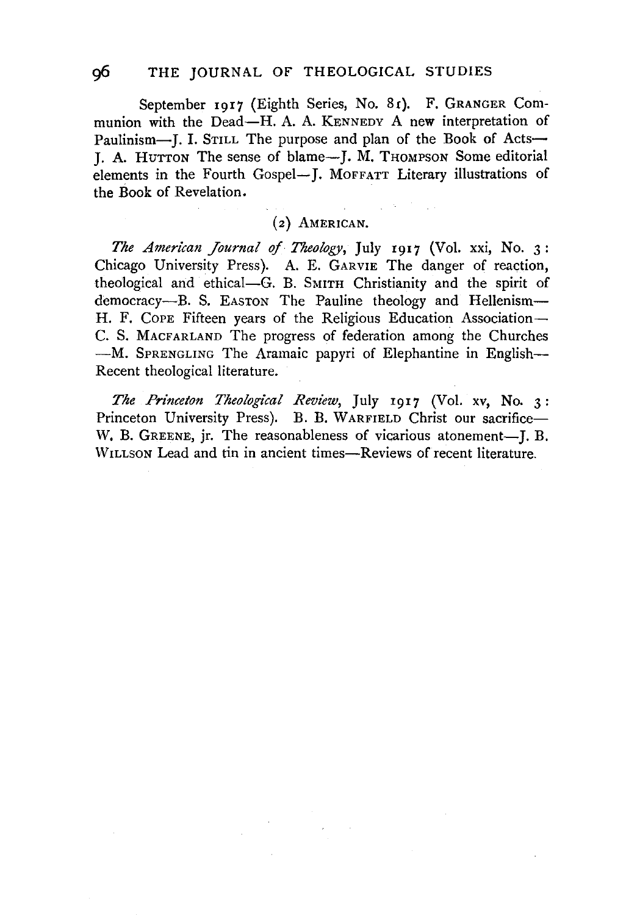September 1917 (Eighth Series, No. 81). F. GRANGER Communion with the Dead—H. A. A. KENNEDY A new interpretation of Paulinism—J. I. STILL The purpose and plan of the Book of Acts—J. A. HUTTON The sense of blame—J. M. THOMPSON Some editorial elements in the Fourth Gospel—J. MOFFATT Literary illustrations of the Book of Revelation.

### (2) AMERICAN.

*The American Journal of Theology*, July 1917 (Vol. xxi, No. 3: Chicago University Press). A. E. GARVIE The danger of reaction, theological and ethical—G. B. SMITH Christianity and the spirit of democracy—B. S. EASTON The Pauline theology and Hellenism—H. F. COPE Fifteen years of the Religious Education Association—C. S. MACFARLAND The progress of federation among the Churches—M. SPRENGLING The Aramaic papyri of Elephantine in English—Recent theological literature.

*The Princeton Theological Review*, July 1917 (Vol. xv, No. 3: Princeton University Press). B. B. WARFIELD Christ our sacrifice—W. B. GREENE, jr. The reasonableness of vicarious atonement—J. B. WILLSON Lead and tin in ancient times—Reviews of recent literature.